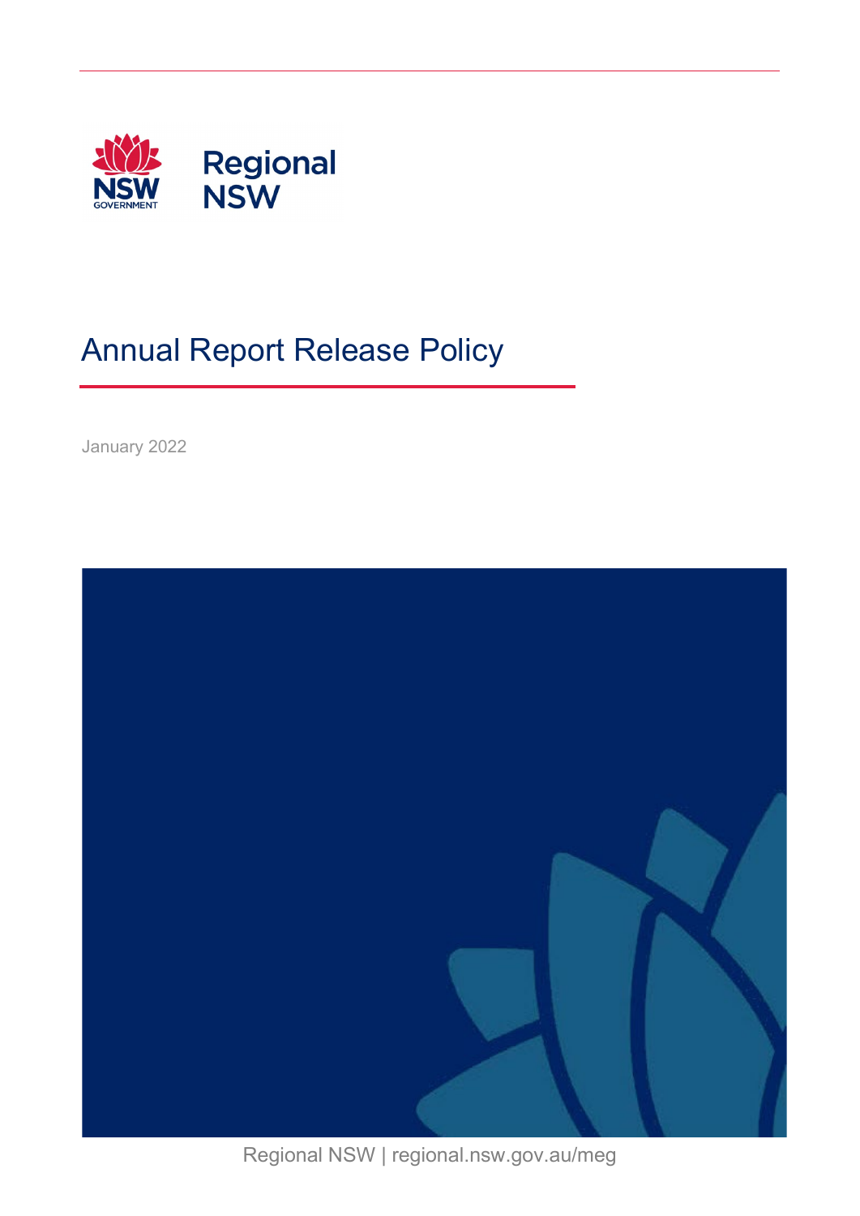Regional NSW

# Annual Report Release Policy

January 2022

Regional NSW | regional.nsw.gov.au/meg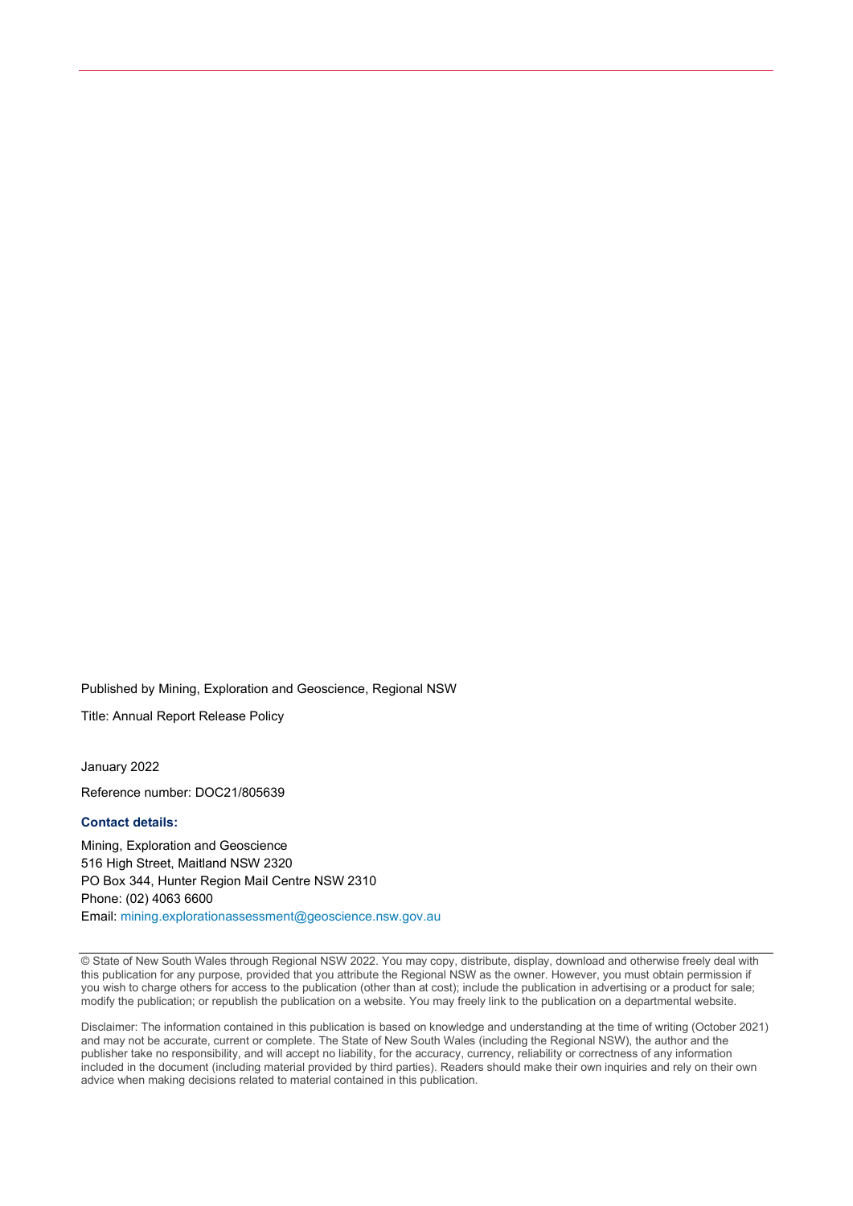Published by Mining, Exploration and Geoscience, Regional NSW

Title: Annual Report Release Policy

January 2022

Reference number: DOC21/805639

**Contact details:**

Mining, Exploration and Geoscience
516 High Street, Maitland NSW 2320
PO Box 344, Hunter Region Mail Centre NSW 2310
Phone: (02) 4063 6600
Email: mining.explorationassessment@geoscience.nsw.gov.au

© State of New South Wales through Regional NSW 2022. You may copy, distribute, display, download and otherwise freely deal with this publication for any purpose, provided that you attribute the Regional NSW as the owner. However, you must obtain permission if you wish to charge others for access to the publication (other than at cost); include the publication in advertising or a product for sale; modify the publication; or republish the publication on a website. You may freely link to the publication on a departmental website.

Disclaimer: The information contained in this publication is based on knowledge and understanding at the time of writing (October 2021) and may not be accurate, current or complete. The State of New South Wales (including the Regional NSW), the author and the publisher take no responsibility, and will accept no liability, for the accuracy, currency, reliability or correctness of any information included in the document (including material provided by third parties). Readers should make their own inquiries and rely on their own advice when making decisions related to material contained in this publication.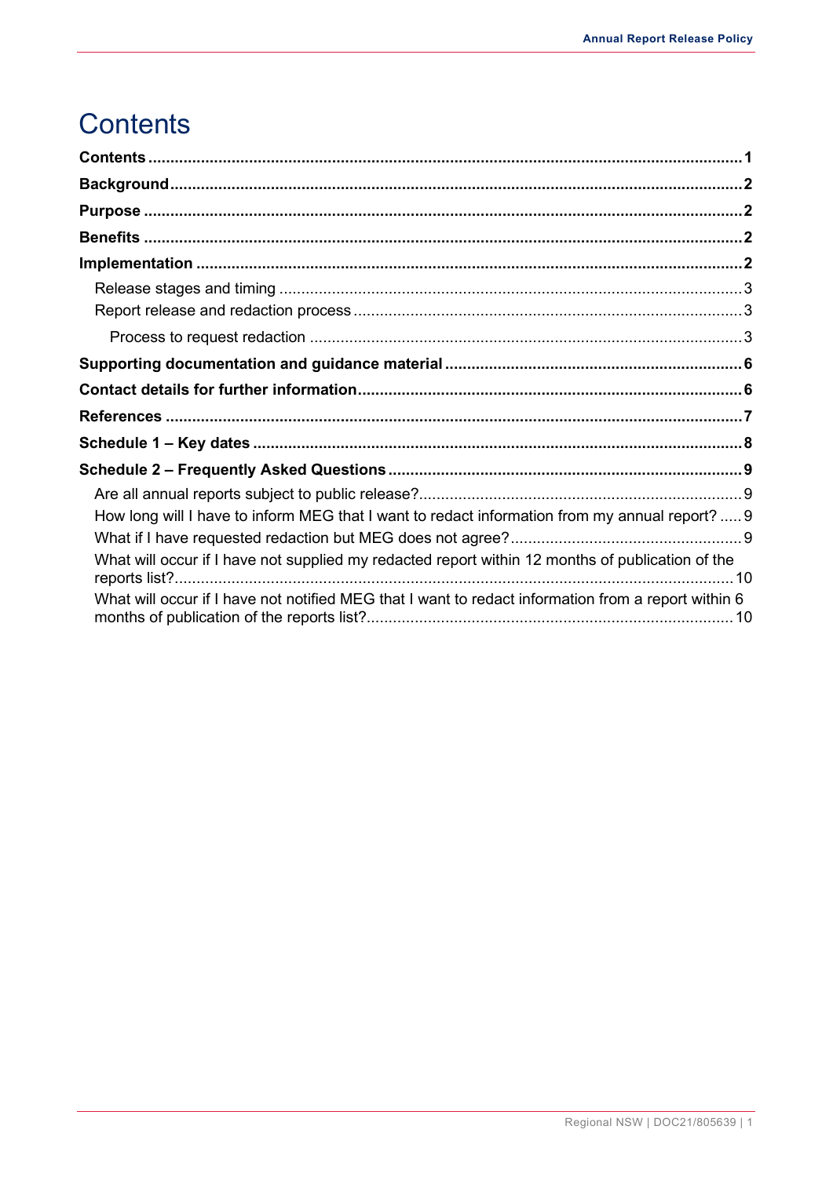# Contents

**Contents** .......... **1**

**Background** .......... **2**

**Purpose** .......... **2**

**Benefits** .......... **2**

**Implementation** .......... **2**

- Release stages and timing .......... 3
- Report release and redaction process .......... 3
  - Process to request redaction .......... 3

**Supporting documentation and guidance material** .......... **6**

**Contact details for further information** .......... **6**

**References** .......... **7**

**Schedule 1 – Key dates** .......... **8**

**Schedule 2 – Frequently Asked Questions** .......... **9**

- Are all annual reports subject to public release? .......... 9
- How long will I have to inform MEG that I want to redact information from my annual report? .......... 9
- What if I have requested redaction but MEG does not agree? .......... 9
- What will occur if I have not supplied my redacted report within 12 months of publication of the reports list? .......... 10
- What will occur if I have not notified MEG that I want to redact information from a report within 6 months of publication of the reports list? .......... 10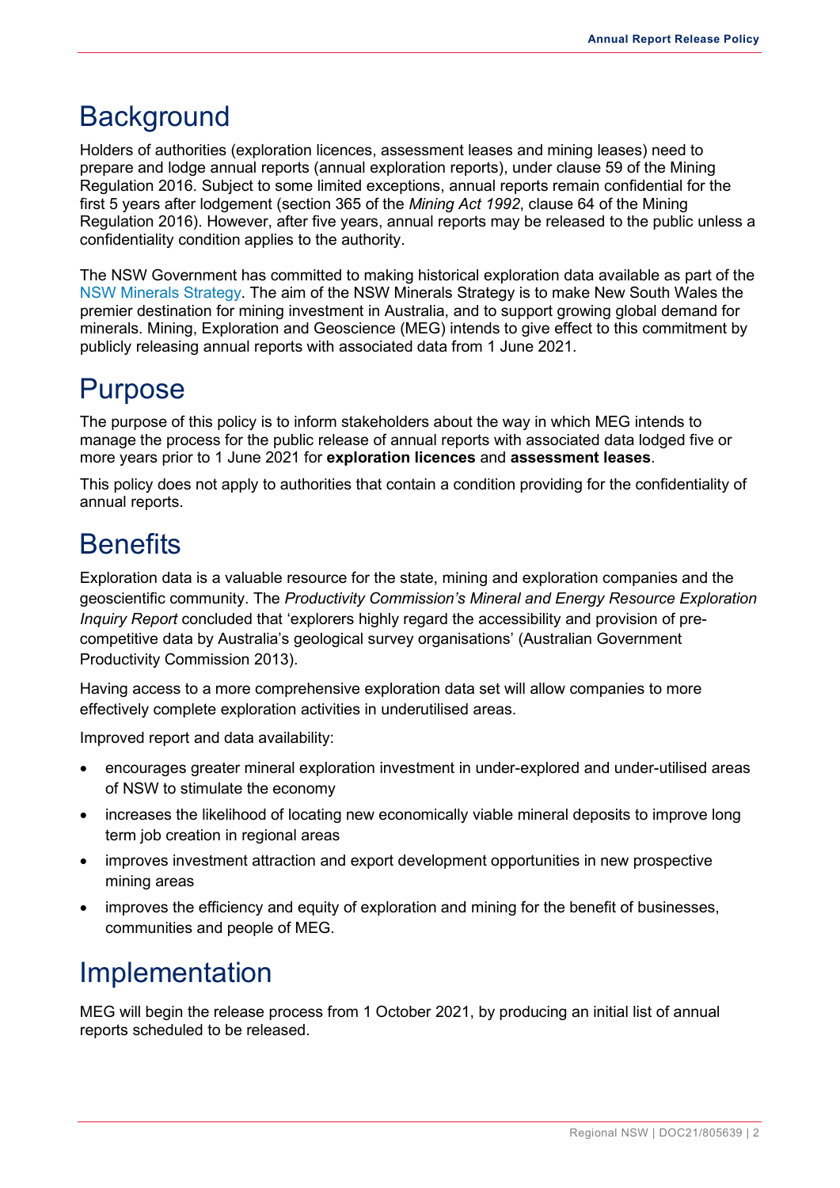# Background

Holders of authorities (exploration licences, assessment leases and mining leases) need to prepare and lodge annual reports (annual exploration reports), under clause 59 of the Mining Regulation 2016. Subject to some limited exceptions, annual reports remain confidential for the first 5 years after lodgement (section 365 of the *Mining Act 1992*, clause 64 of the Mining Regulation 2016). However, after five years, annual reports may be released to the public unless a confidentiality condition applies to the authority.

The NSW Government has committed to making historical exploration data available as part of the NSW Minerals Strategy. The aim of the NSW Minerals Strategy is to make New South Wales the premier destination for mining investment in Australia, and to support growing global demand for minerals. Mining, Exploration and Geoscience (MEG) intends to give effect to this commitment by publicly releasing annual reports with associated data from 1 June 2021.

# Purpose

The purpose of this policy is to inform stakeholders about the way in which MEG intends to manage the process for the public release of annual reports with associated data lodged five or more years prior to 1 June 2021 for **exploration licences** and **assessment leases**.

This policy does not apply to authorities that contain a condition providing for the confidentiality of annual reports.

# Benefits

Exploration data is a valuable resource for the state, mining and exploration companies and the geoscientific community. The *Productivity Commission's Mineral and Energy Resource Exploration Inquiry Report* concluded that 'explorers highly regard the accessibility and provision of pre-competitive data by Australia's geological survey organisations' (Australian Government Productivity Commission 2013).

Having access to a more comprehensive exploration data set will allow companies to more effectively complete exploration activities in underutilised areas.

Improved report and data availability:

- encourages greater mineral exploration investment in under-explored and under-utilised areas of NSW to stimulate the economy
- increases the likelihood of locating new economically viable mineral deposits to improve long term job creation in regional areas
- improves investment attraction and export development opportunities in new prospective mining areas
- improves the efficiency and equity of exploration and mining for the benefit of businesses, communities and people of MEG.

# Implementation

MEG will begin the release process from 1 October 2021, by producing an initial list of annual reports scheduled to be released.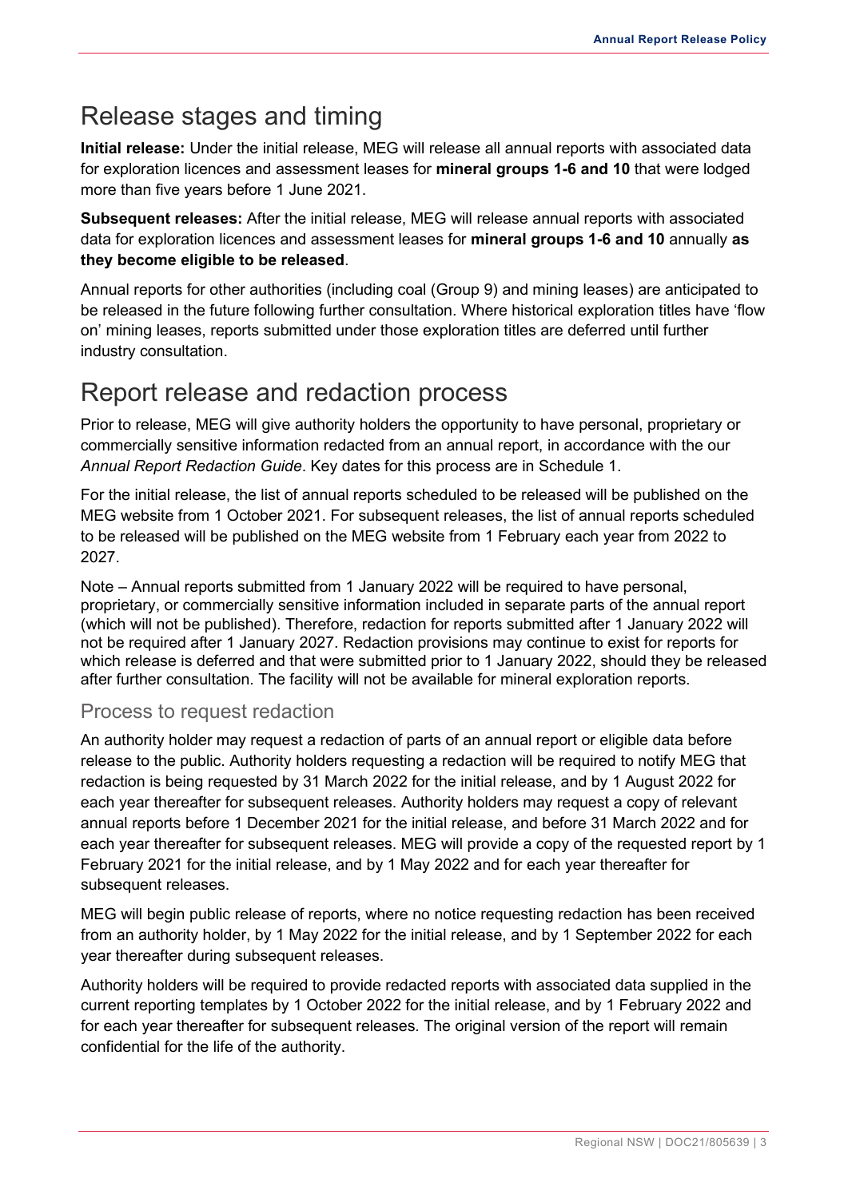# Release stages and timing

**Initial release:** Under the initial release, MEG will release all annual reports with associated data for exploration licences and assessment leases for **mineral groups 1-6 and 10** that were lodged more than five years before 1 June 2021.

**Subsequent releases:** After the initial release, MEG will release annual reports with associated data for exploration licences and assessment leases for **mineral groups 1-6 and 10** annually **as they become eligible to be released**.

Annual reports for other authorities (including coal (Group 9) and mining leases) are anticipated to be released in the future following further consultation. Where historical exploration titles have 'flow on' mining leases, reports submitted under those exploration titles are deferred until further industry consultation.

# Report release and redaction process

Prior to release, MEG will give authority holders the opportunity to have personal, proprietary or commercially sensitive information redacted from an annual report, in accordance with the our *Annual Report Redaction Guide*. Key dates for this process are in Schedule 1.

For the initial release, the list of annual reports scheduled to be released will be published on the MEG website from 1 October 2021. For subsequent releases, the list of annual reports scheduled to be released will be published on the MEG website from 1 February each year from 2022 to 2027.

Note – Annual reports submitted from 1 January 2022 will be required to have personal, proprietary, or commercially sensitive information included in separate parts of the annual report (which will not be published). Therefore, redaction for reports submitted after 1 January 2022 will not be required after 1 January 2027. Redaction provisions may continue to exist for reports for which release is deferred and that were submitted prior to 1 January 2022, should they be released after further consultation. The facility will not be available for mineral exploration reports.

## Process to request redaction

An authority holder may request a redaction of parts of an annual report or eligible data before release to the public. Authority holders requesting a redaction will be required to notify MEG that redaction is being requested by 31 March 2022 for the initial release, and by 1 August 2022 for each year thereafter for subsequent releases. Authority holders may request a copy of relevant annual reports before 1 December 2021 for the initial release, and before 31 March 2022 and for each year thereafter for subsequent releases. MEG will provide a copy of the requested report by 1 February 2021 for the initial release, and by 1 May 2022 and for each year thereafter for subsequent releases.

MEG will begin public release of reports, where no notice requesting redaction has been received from an authority holder, by 1 May 2022 for the initial release, and by 1 September 2022 for each year thereafter during subsequent releases.

Authority holders will be required to provide redacted reports with associated data supplied in the current reporting templates by 1 October 2022 for the initial release, and by 1 February 2022 and for each year thereafter for subsequent releases. The original version of the report will remain confidential for the life of the authority.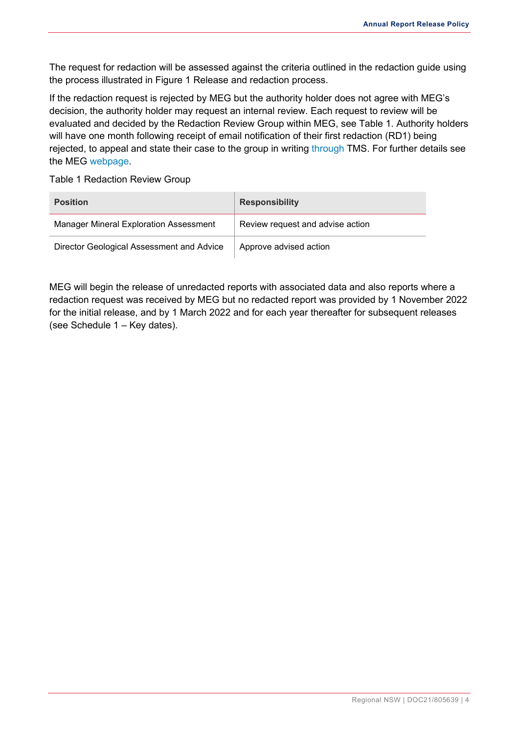The request for redaction will be assessed against the criteria outlined in the redaction guide using the process illustrated in Figure 1 Release and redaction process.

If the redaction request is rejected by MEG but the authority holder does not agree with MEG's decision, the authority holder may request an internal review. Each request to review will be evaluated and decided by the Redaction Review Group within MEG, see Table 1. Authority holders will have one month following receipt of email notification of their first redaction (RD1) being rejected, to appeal and state their case to the group in writing through TMS. For further details see the MEG webpage.

Table 1 Redaction Review Group

| Position | Responsibility |
| --- | --- |
| Manager Mineral Exploration Assessment | Review request and advise action |
| Director Geological Assessment and Advice | Approve advised action |

MEG will begin the release of unredacted reports with associated data and also reports where a redaction request was received by MEG but no redacted report was provided by 1 November 2022 for the initial release, and by 1 March 2022 and for each year thereafter for subsequent releases (see Schedule 1 – Key dates).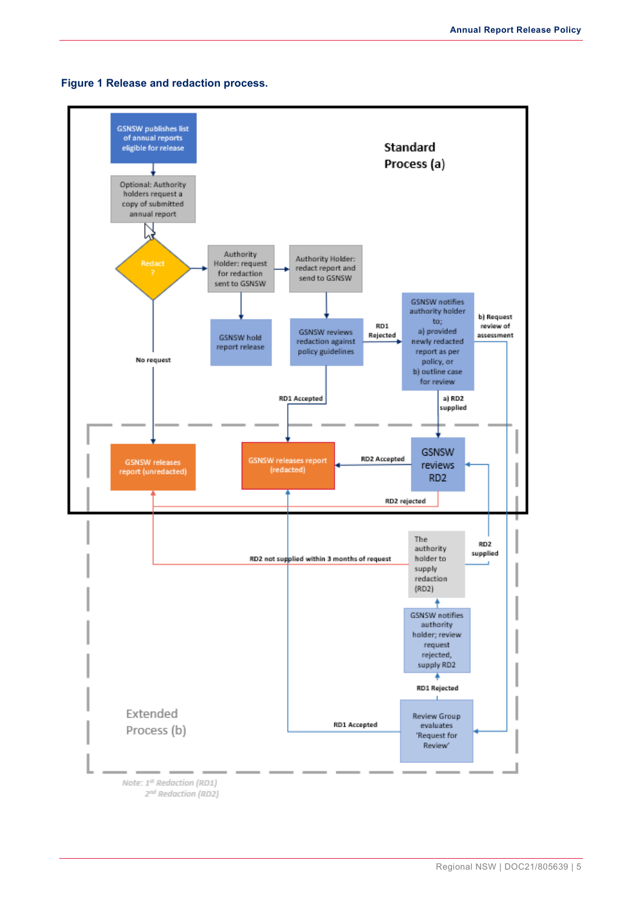**Figure 1 Release and redaction process.**

Standard Process (a)

GSNSW publishes list of annual reports eligible for release

Optional: Authority holders request a copy of submitted annual report

Redact ?

Authority Holder: request for redaction sent to GSNSW

Authority Holder: redact report and send to GSNSW

GSNSW hold report release

GSNSW reviews redaction against policy guidelines

RD1 Rejected

GSNSW notifies authority holder to; a) provided newly redacted report as per policy, or b) outline case for review

b) Request review of assessment

No request

RD1 Accepted

a) RD2 supplied

GSNSW releases report (unredacted)

GSNSW releases report (redacted)

RD2 Accepted

GSNSW reviews RD2

RD2 rejected

RD2 not supplied within 3 months of request

The authority holder to supply redaction (RD2)

RD2 supplied

GSNSW notifies authority holder; review request rejected, supply RD2

RD1 Rejected

Extended Process (b)

RD1 Accepted

Review Group evaluates 'Request for Review'

*Note: 1st Redaction (RD1)*
*2nd Redaction (RD2)*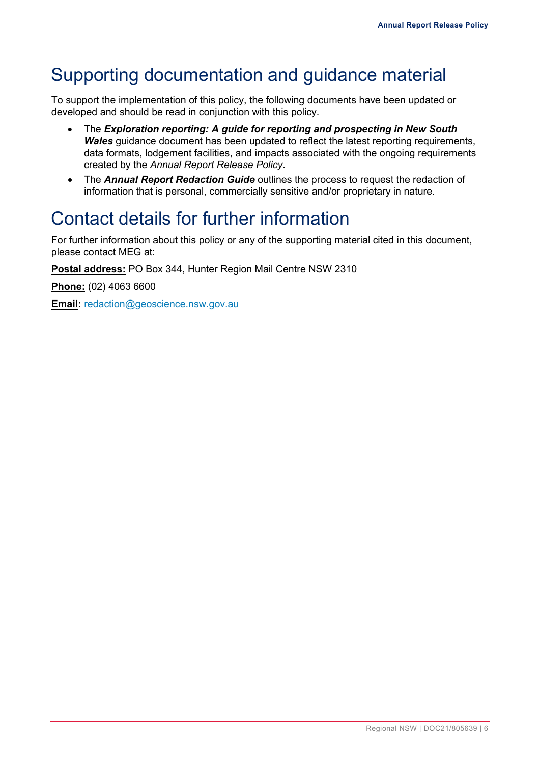# Supporting documentation and guidance material

To support the implementation of this policy, the following documents have been updated or developed and should be read in conjunction with this policy.

- The ***Exploration reporting: A guide for reporting and prospecting in New South Wales*** guidance document has been updated to reflect the latest reporting requirements, data formats, lodgement facilities, and impacts associated with the ongoing requirements created by the *Annual Report Release Policy*.
- The ***Annual Report Redaction Guide*** outlines the process to request the redaction of information that is personal, commercially sensitive and/or proprietary in nature.

# Contact details for further information

For further information about this policy or any of the supporting material cited in this document, please contact MEG at:

**Postal address:** PO Box 344, Hunter Region Mail Centre NSW 2310

**Phone:** (02) 4063 6600

**Email:** redaction@geoscience.nsw.gov.au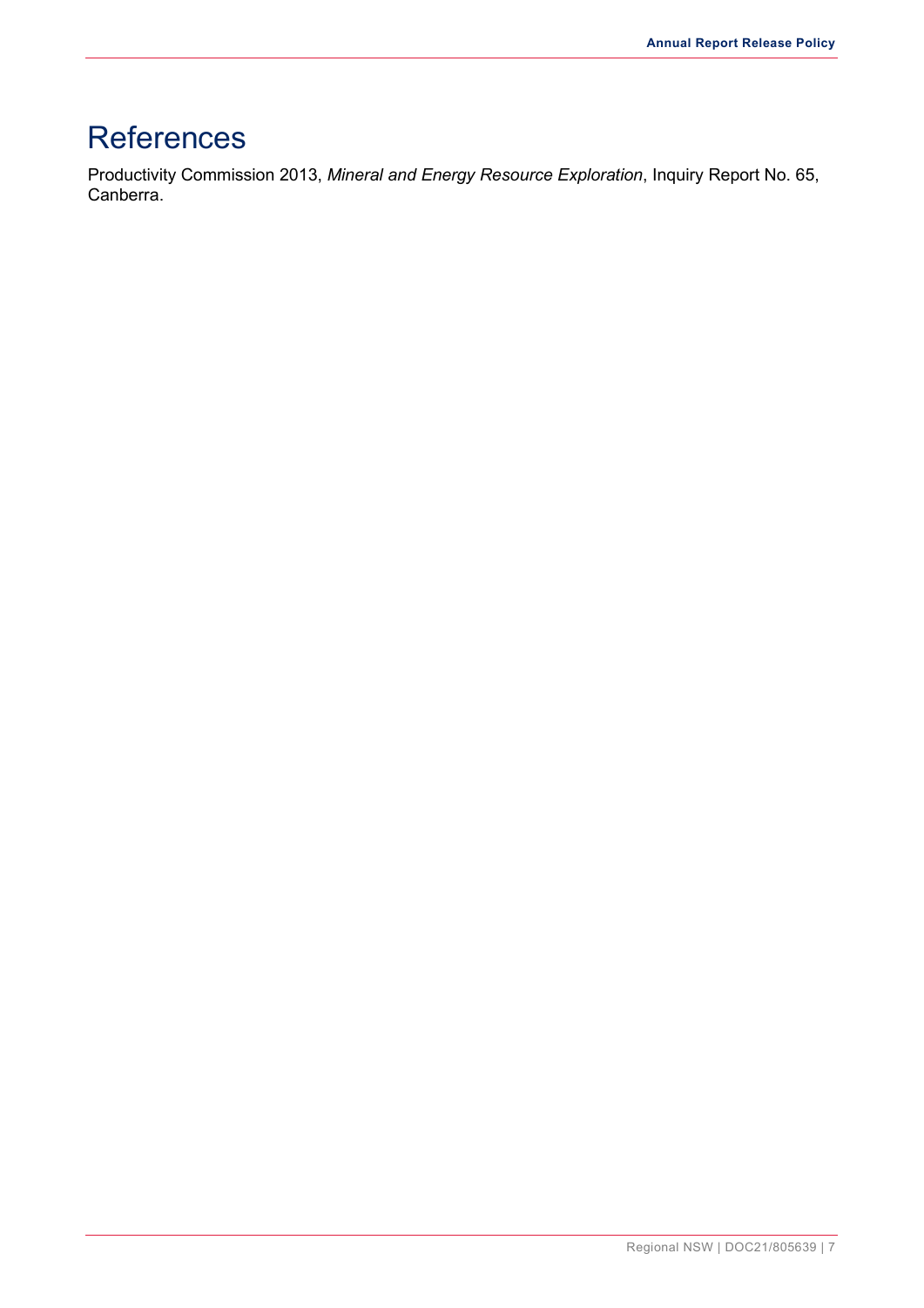# References

Productivity Commission 2013, *Mineral and Energy Resource Exploration*, Inquiry Report No. 65, Canberra.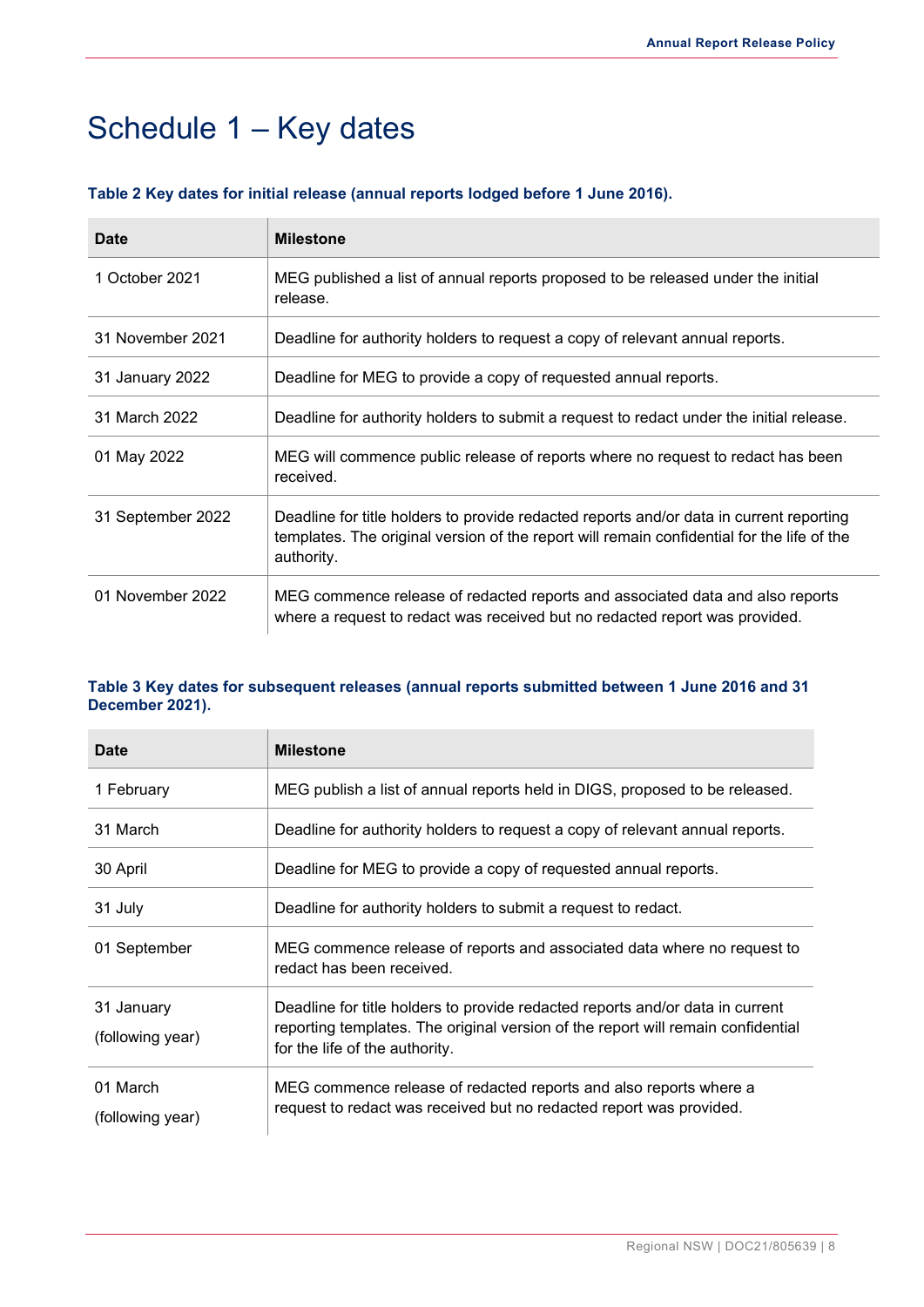# Schedule 1 – Key dates

**Table 2 Key dates for initial release (annual reports lodged before 1 June 2016).**

| Date | Milestone |
|---|---|
| 1 October 2021 | MEG published a list of annual reports proposed to be released under the initial release. |
| 31 November 2021 | Deadline for authority holders to request a copy of relevant annual reports. |
| 31 January 2022 | Deadline for MEG to provide a copy of requested annual reports. |
| 31 March 2022 | Deadline for authority holders to submit a request to redact under the initial release. |
| 01 May 2022 | MEG will commence public release of reports where no request to redact has been received. |
| 31 September 2022 | Deadline for title holders to provide redacted reports and/or data in current reporting templates. The original version of the report will remain confidential for the life of the authority. |
| 01 November 2022 | MEG commence release of redacted reports and associated data and also reports where a request to redact was received but no redacted report was provided. |

**Table 3 Key dates for subsequent releases (annual reports submitted between 1 June 2016 and 31 December 2021).**

| Date | Milestone |
|---|---|
| 1 February | MEG publish a list of annual reports held in DIGS, proposed to be released. |
| 31 March | Deadline for authority holders to request a copy of relevant annual reports. |
| 30 April | Deadline for MEG to provide a copy of requested annual reports. |
| 31 July | Deadline for authority holders to submit a request to redact. |
| 01 September | MEG commence release of reports and associated data where no request to redact has been received. |
| 31 January (following year) | Deadline for title holders to provide redacted reports and/or data in current reporting templates. The original version of the report will remain confidential for the life of the authority. |
| 01 March (following year) | MEG commence release of redacted reports and also reports where a request to redact was received but no redacted report was provided. |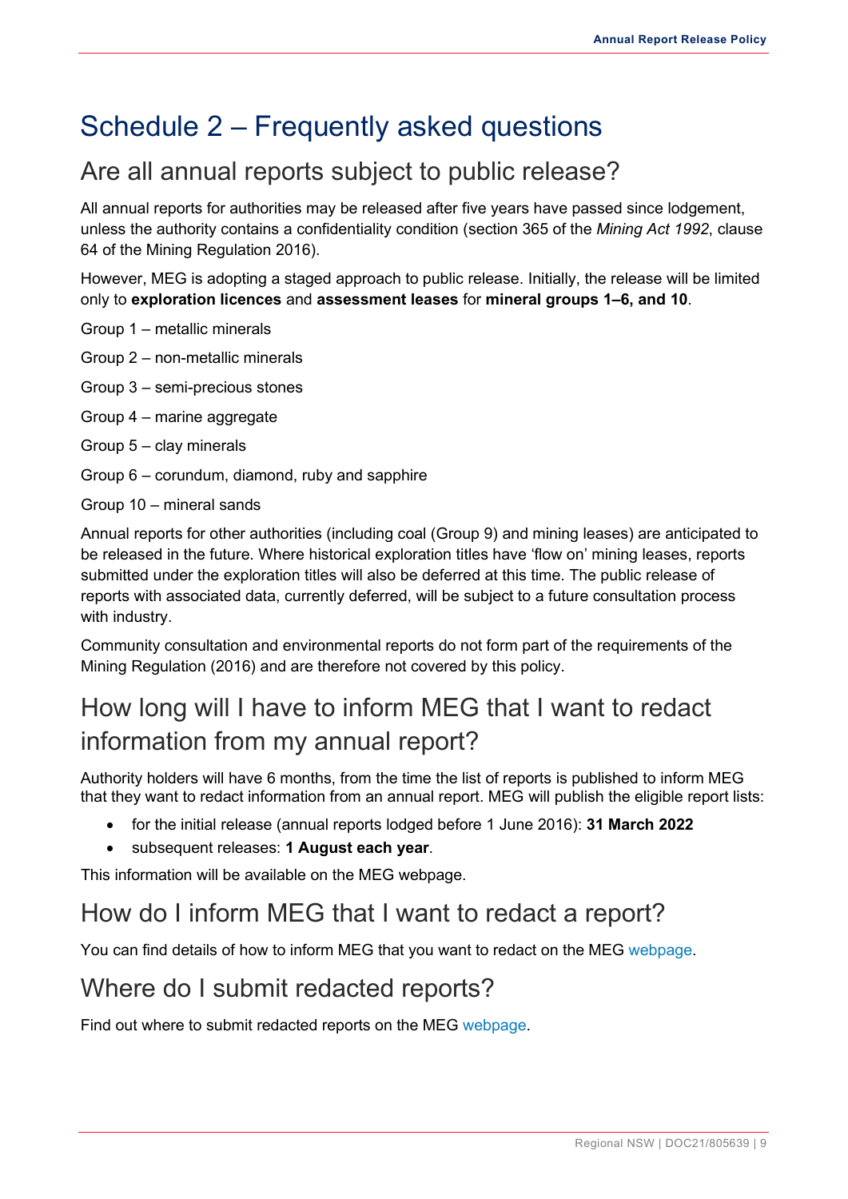# Schedule 2 – Frequently asked questions

## Are all annual reports subject to public release?

All annual reports for authorities may be released after five years have passed since lodgement, unless the authority contains a confidentiality condition (section 365 of the *Mining Act 1992*, clause 64 of the Mining Regulation 2016).

However, MEG is adopting a staged approach to public release. Initially, the release will be limited only to **exploration licences** and **assessment leases** for **mineral groups 1–6, and 10**.

Group 1 – metallic minerals

Group 2 – non-metallic minerals

Group 3 – semi-precious stones

Group 4 – marine aggregate

Group 5 – clay minerals

Group 6 – corundum, diamond, ruby and sapphire

Group 10 – mineral sands

Annual reports for other authorities (including coal (Group 9) and mining leases) are anticipated to be released in the future. Where historical exploration titles have 'flow on' mining leases, reports submitted under the exploration titles will also be deferred at this time. The public release of reports with associated data, currently deferred, will be subject to a future consultation process with industry.

Community consultation and environmental reports do not form part of the requirements of the Mining Regulation (2016) and are therefore not covered by this policy.

## How long will I have to inform MEG that I want to redact information from my annual report?

Authority holders will have 6 months, from the time the list of reports is published to inform MEG that they want to redact information from an annual report. MEG will publish the eligible report lists:

- for the initial release (annual reports lodged before 1 June 2016): **31 March 2022**
- subsequent releases: **1 August each year**.

This information will be available on the MEG webpage.

## How do I inform MEG that I want to redact a report?

You can find details of how to inform MEG that you want to redact on the MEG webpage.

## Where do I submit redacted reports?

Find out where to submit redacted reports on the MEG webpage.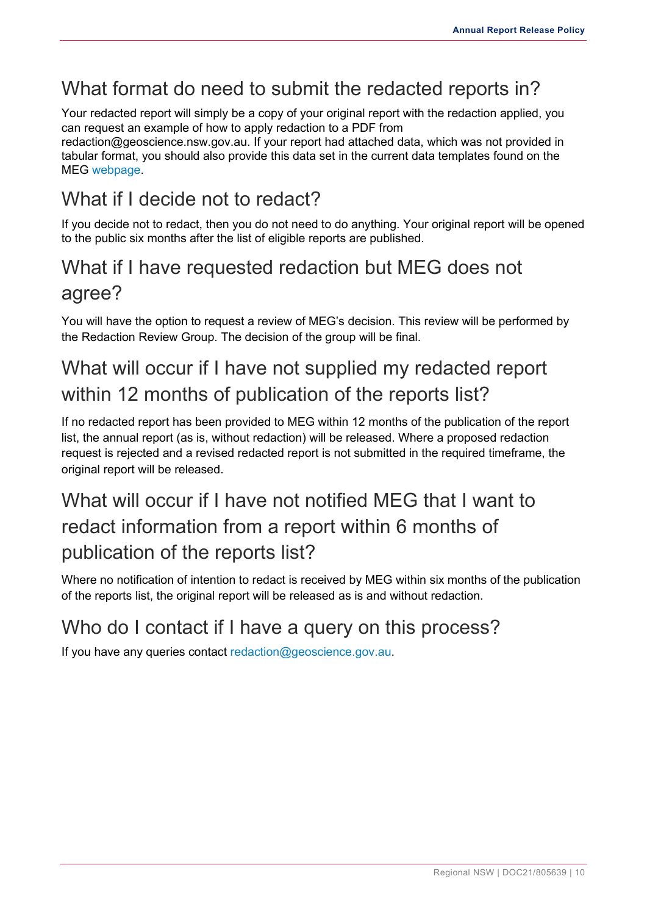## What format do need to submit the redacted reports in?

Your redacted report will simply be a copy of your original report with the redaction applied, you can request an example of how to apply redaction to a PDF from redaction@geoscience.nsw.gov.au. If your report had attached data, which was not provided in tabular format, you should also provide this data set in the current data templates found on the MEG webpage.

## What if I decide not to redact?

If you decide not to redact, then you do not need to do anything. Your original report will be opened to the public six months after the list of eligible reports are published.

## What if I have requested redaction but MEG does not agree?

You will have the option to request a review of MEG's decision. This review will be performed by the Redaction Review Group. The decision of the group will be final.

## What will occur if I have not supplied my redacted report within 12 months of publication of the reports list?

If no redacted report has been provided to MEG within 12 months of the publication of the report list, the annual report (as is, without redaction) will be released. Where a proposed redaction request is rejected and a revised redacted report is not submitted in the required timeframe, the original report will be released.

## What will occur if I have not notified MEG that I want to redact information from a report within 6 months of publication of the reports list?

Where no notification of intention to redact is received by MEG within six months of the publication of the reports list, the original report will be released as is and without redaction.

## Who do I contact if I have a query on this process?

If you have any queries contact redaction@geoscience.gov.au.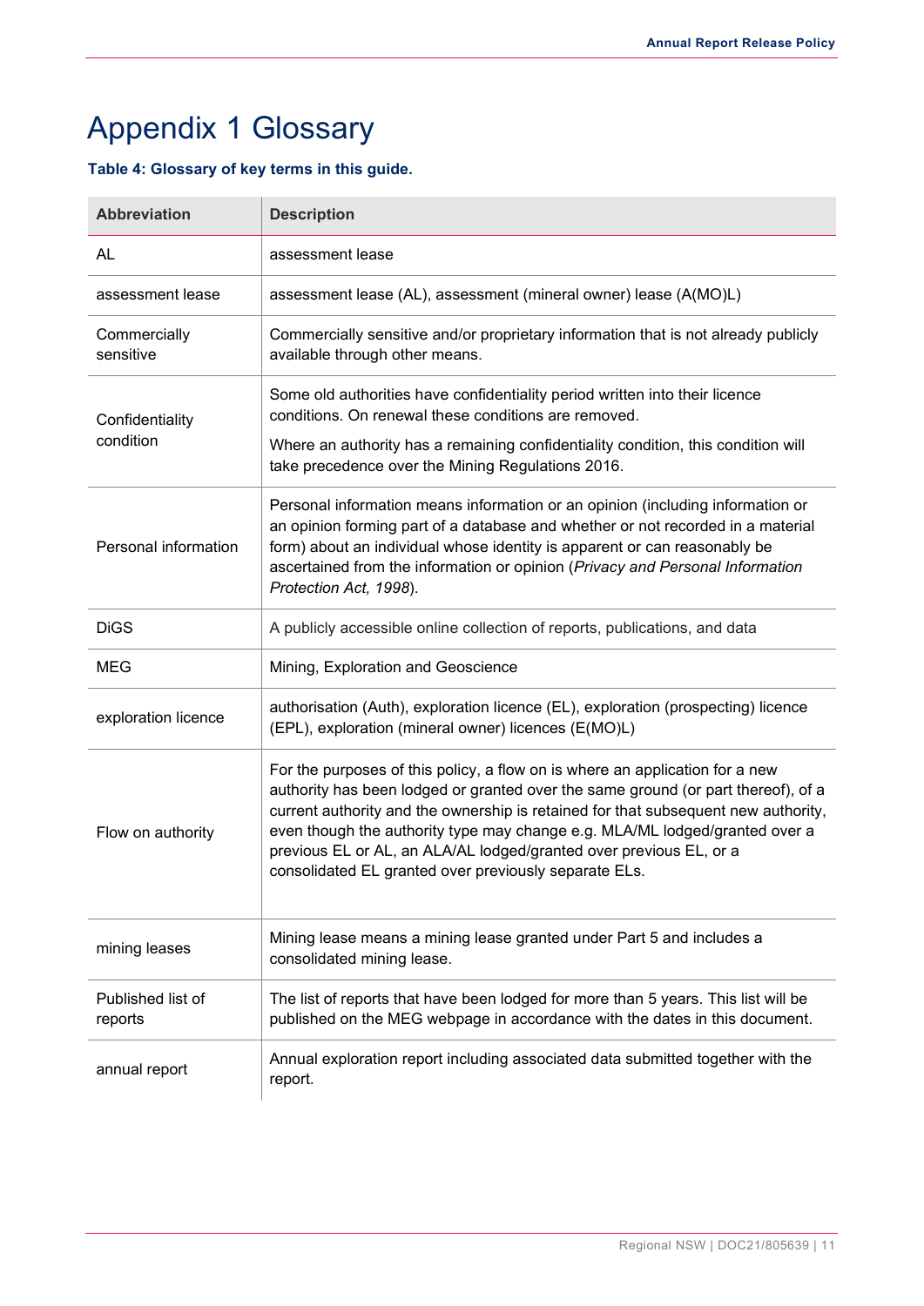# Appendix 1 Glossary

**Table 4: Glossary of key terms in this guide.**

| Abbreviation | Description |
|---|---|
| AL | assessment lease |
| assessment lease | assessment lease (AL), assessment (mineral owner) lease (A(MO)L) |
| Commercially sensitive | Commercially sensitive and/or proprietary information that is not already publicly available through other means. |
| Confidentiality condition | Some old authorities have confidentiality period written into their licence conditions. On renewal these conditions are removed. Where an authority has a remaining confidentiality condition, this condition will take precedence over the Mining Regulations 2016. |
| Personal information | Personal information means information or an opinion (including information or an opinion forming part of a database and whether or not recorded in a material form) about an individual whose identity is apparent or can reasonably be ascertained from the information or opinion (*Privacy and Personal Information Protection Act, 1998*). |
| DiGS | A publicly accessible online collection of reports, publications, and data |
| MEG | Mining, Exploration and Geoscience |
| exploration licence | authorisation (Auth), exploration licence (EL), exploration (prospecting) licence (EPL), exploration (mineral owner) licences (E(MO)L) |
| Flow on authority | For the purposes of this policy, a flow on is where an application for a new authority has been lodged or granted over the same ground (or part thereof), of a current authority and the ownership is retained for that subsequent new authority, even though the authority type may change e.g. MLA/ML lodged/granted over a previous EL or AL, an ALA/AL lodged/granted over previous EL, or a consolidated EL granted over previously separate ELs. |
| mining leases | Mining lease means a mining lease granted under Part 5 and includes a consolidated mining lease. |
| Published list of reports | The list of reports that have been lodged for more than 5 years. This list will be published on the MEG webpage in accordance with the dates in this document. |
| annual report | Annual exploration report including associated data submitted together with the report. |